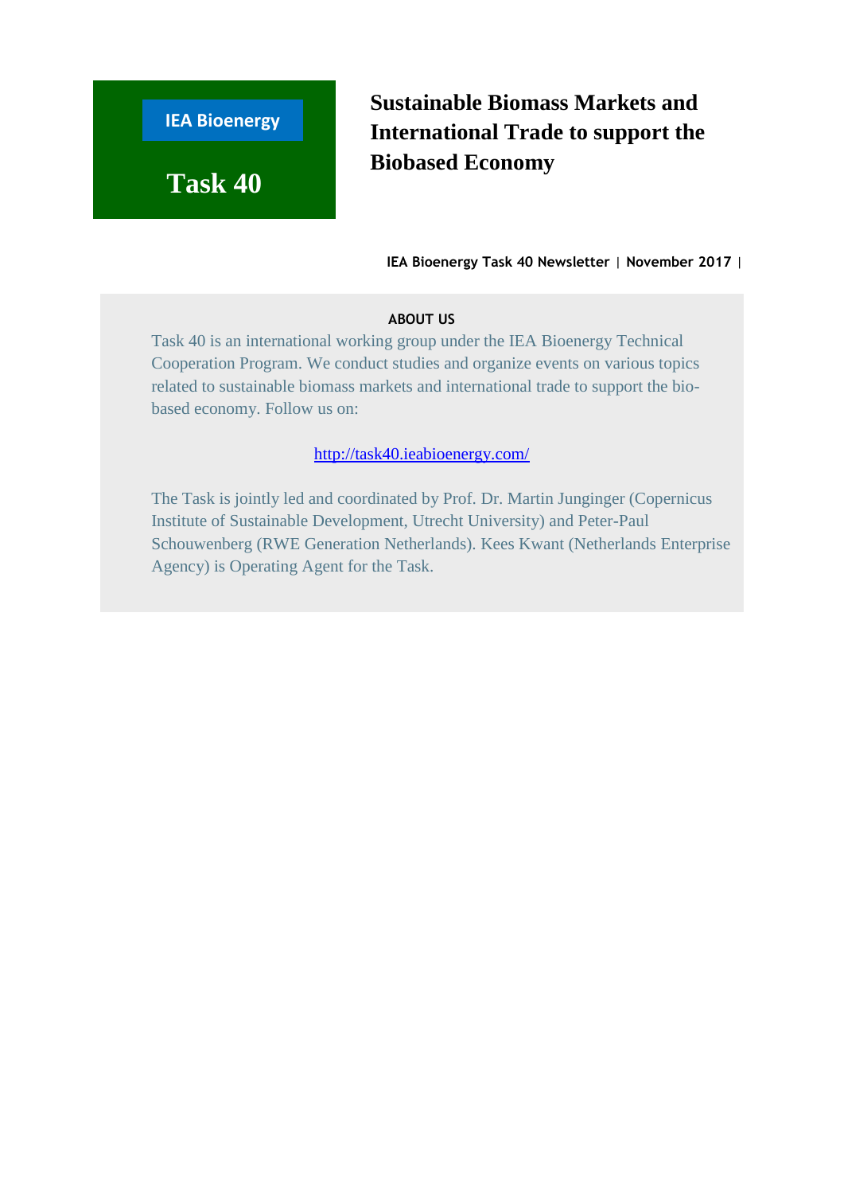**IEA Bioenergy**

**Task 40**

# Sustainable Biomass Markets and International Trade to support the Biobased Economy

**IEA Bioenergy Task 40 Newsletter | November 2017 |**

## ABOUT US

Task 40 is an international working group under the IEA Bioenergy Technical Cooperation Program. We conduct studies and organize events on various topics related to sustainable biomass markets and international trade to support the bio-based economy. Follow us on:

http://task40.ieabioenergy.com/

The Task is jointly led and coordinated by Prof. Dr. Martin Junginger (Copernicus Institute of Sustainable Development, Utrecht University) and Peter-Paul Schouwenberg (RWE Generation Netherlands). Kees Kwant (Netherlands Enterprise Agency) is Operating Agent for the Task.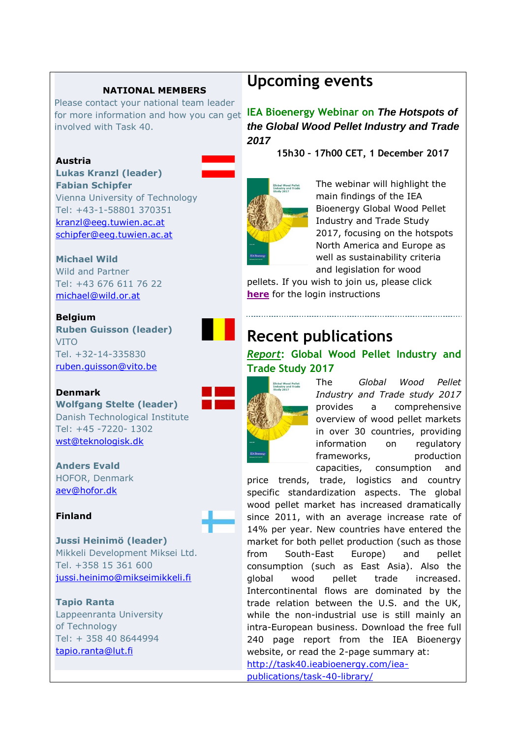**NATIONAL MEMBERS**

Please contact your national team leader for more information and how you can get involved with Task 40.

**Austria**

**Lukas Kranzl (leader)**
**Fabian Schipfer**
Vienna University of Technology
Tel: +43-1-58801 370351
kranzl@eeg.tuwien.ac.at
schipfer@eeg.tuwien.ac.at

**Michael Wild**
Wild and Partner
Tel: +43 676 611 76 22
michael@wild.or.at

**Belgium**

**Ruben Guisson (leader)**
VITO
Tel. +32-14-335830
ruben.guisson@vito.be

**Denmark**

**Wolfgang Stelte (leader)**
Danish Technological Institute
Tel: +45 -7220- 1302
wst@teknologisk.dk

**Anders Evald**
HOFOR, Denmark
aev@hofor.dk

**Finland**

**Jussi Heinimö (leader)**
Mikkeli Development Miksei Ltd.
Tel. +358 15 361 600
jussi.heinimo@mikseimikkeli.fi

**Tapio Ranta**
Lappeenranta University of Technology
Tel: + 358 40 8644994
tapio.ranta@lut.fi

# Upcoming events

## IEA Bioenergy Webinar on *The Hotspots of the Global Wood Pellet Industry and Trade 2017*

**15h30 - 17h00 CET, 1 December 2017**

The webinar will highlight the main findings of the IEA Bioenergy Global Wood Pellet Industry and Trade Study 2017, focusing on the hotspots North America and Europe as well as sustainability criteria and legislation for wood pellets. If you wish to join us, please click **here** for the login instructions

# Recent publications

## *Report*: Global Wood Pellet Industry and Trade Study 2017

The *Global Wood Pellet Industry and Trade study 2017* provides a comprehensive overview of wood pellet markets in over 30 countries, providing information on regulatory frameworks, production capacities, consumption and price trends, trade, logistics and country specific standardization aspects. The global wood pellet market has increased dramatically since 2011, with an average increase rate of 14% per year. New countries have entered the market for both pellet production (such as those from South-East Europe) and pellet consumption (such as East Asia). Also the global wood pellet trade increased. Intercontinental flows are dominated by the trade relation between the U.S. and the UK, while the non-industrial use is still mainly an intra-European business. Download the free full 240 page report from the IEA Bioenergy website, or read the 2-page summary at: http://task40.ieabioenergy.com/iea-publications/task-40-library/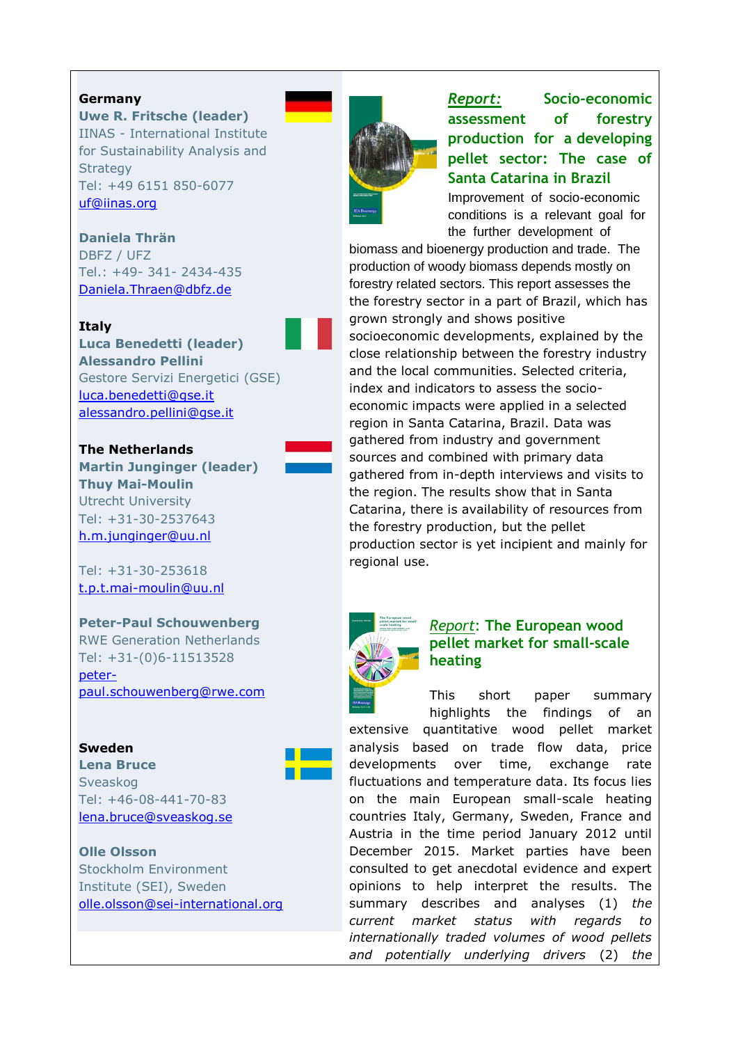**Germany**

**Uwe R. Fritsche (leader)**
IINAS - International Institute for Sustainability Analysis and Strategy
Tel: +49 6151 850-6077
uf@iinas.org

**Daniela Thrän**
DBFZ / UFZ
Tel.: +49- 341- 2434-435
Daniela.Thraen@dbfz.de

**Italy**

**Luca Benedetti (leader)**
**Alessandro Pellini**
Gestore Servizi Energetici (GSE)
luca.benedetti@gse.it
alessandro.pellini@gse.it

**The Netherlands**

**Martin Junginger (leader)**
**Thuy Mai-Moulin**
Utrecht University
Tel: +31-30-2537643
h.m.junginger@uu.nl

Tel: +31-30-253618
t.p.t.mai-moulin@uu.nl

**Peter-Paul Schouwenberg**
RWE Generation Netherlands
Tel: +31-(0)6-11513528
peter-paul.schouwenberg@rwe.com

**Sweden**

**Lena Bruce**
Sveaskog
Tel: +46-08-441-70-83
lena.bruce@sveaskog.se

**Olle Olsson**
Stockholm Environment Institute (SEI), Sweden
olle.olsson@sei-international.org

## *Report:* Socio-economic assessment of forestry production for a developing pellet sector: The case of Santa Catarina in Brazil

Improvement of socio-economic conditions is a relevant goal for the further development of biomass and bioenergy production and trade. The production of woody biomass depends mostly on forestry related sectors. This report assesses the the forestry sector in a part of Brazil, which has grown strongly and shows positive socioeconomic developments, explained by the close relationship between the forestry industry and the local communities. Selected criteria, index and indicators to assess the socio-economic impacts were applied in a selected region in Santa Catarina, Brazil. Data was gathered from industry and government sources and combined with primary data gathered from in-depth interviews and visits to the region. The results show that in Santa Catarina, there is availability of resources from the forestry production, but the pellet production sector is yet incipient and mainly for regional use.

## *Report*: The European wood pellet market for small-scale heating

This short paper summary highlights the findings of an extensive quantitative wood pellet market analysis based on trade flow data, price developments over time, exchange rate fluctuations and temperature data. Its focus lies on the main European small-scale heating countries Italy, Germany, Sweden, France and Austria in the time period January 2012 until December 2015. Market parties have been consulted to get anecdotal evidence and expert opinions to help interpret the results. The summary describes and analyses (1) *the current market status with regards to internationally traded volumes of wood pellets and potentially underlying drivers* (2) *the*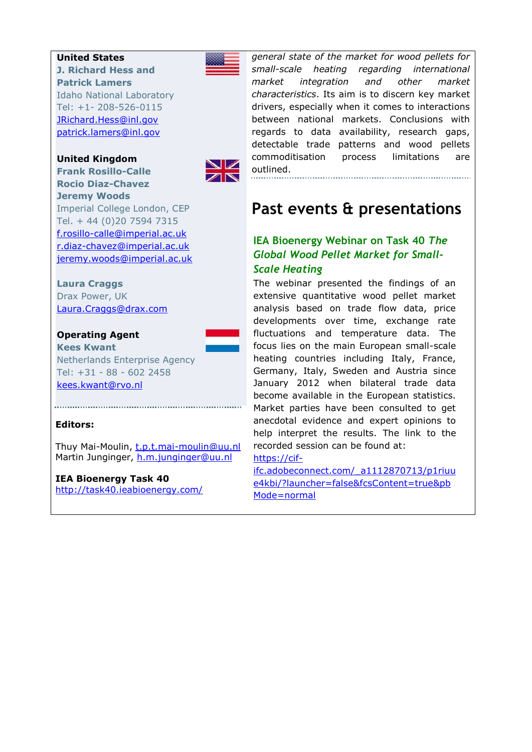**United States**
**J. Richard Hess and Patrick Lamers**
Idaho National Laboratory
Tel: +1- 208-526-0115
JRichard.Hess@inl.gov
patrick.lamers@inl.gov

**United Kingdom**
**Frank Rosillo-Calle**
**Rocio Diaz-Chavez**
**Jeremy Woods**
Imperial College London, CEP
Tel. + 44 (0)20 7594 7315
f.rosillo-calle@imperial.ac.uk
r.diaz-chavez@imperial.ac.uk
jeremy.woods@imperial.ac.uk

**Laura Craggs**
Drax Power, UK
Laura.Craggs@drax.com

**Operating Agent**
**Kees Kwant**
Netherlands Enterprise Agency
Tel: +31 - 88 - 602 2458
kees.kwant@rvo.nl

**Editors:**

Thuy Mai-Moulin, t.p.t.mai-moulin@uu.nl
Martin Junginger, h.m.junginger@uu.nl

**IEA Bioenergy Task 40**
http://task40.ieabioenergy.com/

*general state of the market for wood pellets for small-scale heating regarding international market integration and other market characteristics*. Its aim is to discern key market drivers, especially when it comes to interactions between national markets. Conclusions with regards to data availability, research gaps, detectable trade patterns and wood pellets commoditisation process limitations are outlined.

## Past events & presentations

### IEA Bioenergy Webinar on Task 40 *The Global Wood Pellet Market for Small-Scale Heating*

The webinar presented the findings of an extensive quantitative wood pellet market analysis based on trade flow data, price developments over time, exchange rate fluctuations and temperature data. The focus lies on the main European small-scale heating countries including Italy, France, Germany, Italy, Sweden and Austria since January 2012 when bilateral trade data become available in the European statistics. Market parties have been consulted to get anecdotal evidence and expert opinions to help interpret the results. The link to the recorded session can be found at: https://cif-ifc.adobeconnect.com/_a1112870713/p1riuue4kbi/?launcher=false&fcsContent=true&pbMode=normal